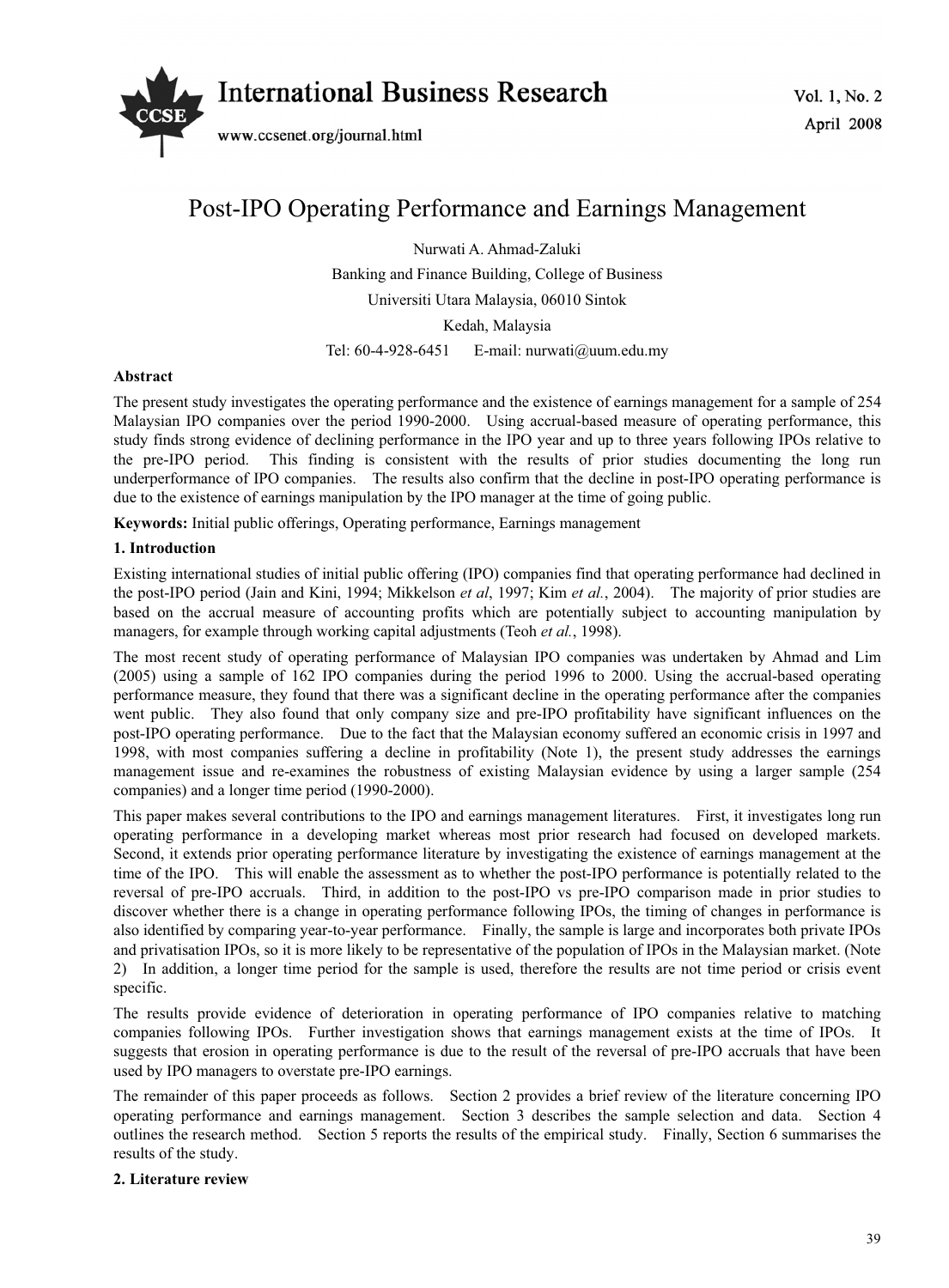# Post-IPO Operating Performance and Earnings Management

Nurwati A. Ahmad-Zaluki

Banking and Finance Building, College of Business

Universiti Utara Malaysia, 06010 Sintok

Kedah, Malaysia

Tel: 60-4-928-6451 E-mail: nurwati@uum.edu.my

**Abstract**

The present study investigates the operating performance and the existence of earnings management for a sample of 254 Malaysian IPO companies over the period 1990-2000. Using accrual-based measure of operating performance, this study finds strong evidence of declining performance in the IPO year and up to three years following IPOs relative to the pre-IPO period. This finding is consistent with the results of prior studies documenting the long run underperformance of IPO companies. The results also confirm that the decline in post-IPO operating performance is due to the existence of earnings manipulation by the IPO manager at the time of going public.

**Keywords:** Initial public offerings, Operating performance, Earnings management

## 1. Introduction

Existing international studies of initial public offering (IPO) companies find that operating performance had declined in the post-IPO period (Jain and Kini, 1994; Mikkelson *et al*, 1997; Kim *et al.*, 2004). The majority of prior studies are based on the accrual measure of accounting profits which are potentially subject to accounting manipulation by managers, for example through working capital adjustments (Teoh *et al.*, 1998).

The most recent study of operating performance of Malaysian IPO companies was undertaken by Ahmad and Lim (2005) using a sample of 162 IPO companies during the period 1996 to 2000. Using the accrual-based operating performance measure, they found that there was a significant decline in the operating performance after the companies went public. They also found that only company size and pre-IPO profitability have significant influences on the post-IPO operating performance. Due to the fact that the Malaysian economy suffered an economic crisis in 1997 and 1998, with most companies suffering a decline in profitability (Note 1), the present study addresses the earnings management issue and re-examines the robustness of existing Malaysian evidence by using a larger sample (254 companies) and a longer time period (1990-2000).

This paper makes several contributions to the IPO and earnings management literatures. First, it investigates long run operating performance in a developing market whereas most prior research had focused on developed markets. Second, it extends prior operating performance literature by investigating the existence of earnings management at the time of the IPO. This will enable the assessment as to whether the post-IPO performance is potentially related to the reversal of pre-IPO accruals. Third, in addition to the post-IPO vs pre-IPO comparison made in prior studies to discover whether there is a change in operating performance following IPOs, the timing of changes in performance is also identified by comparing year-to-year performance. Finally, the sample is large and incorporates both private IPOs and privatisation IPOs, so it is more likely to be representative of the population of IPOs in the Malaysian market. (Note 2) In addition, a longer time period for the sample is used, therefore the results are not time period or crisis event specific.

The results provide evidence of deterioration in operating performance of IPO companies relative to matching companies following IPOs. Further investigation shows that earnings management exists at the time of IPOs. It suggests that erosion in operating performance is due to the result of the reversal of pre-IPO accruals that have been used by IPO managers to overstate pre-IPO earnings.

The remainder of this paper proceeds as follows. Section 2 provides a brief review of the literature concerning IPO operating performance and earnings management. Section 3 describes the sample selection and data. Section 4 outlines the research method. Section 5 reports the results of the empirical study. Finally, Section 6 summarises the results of the study.

## 2. Literature review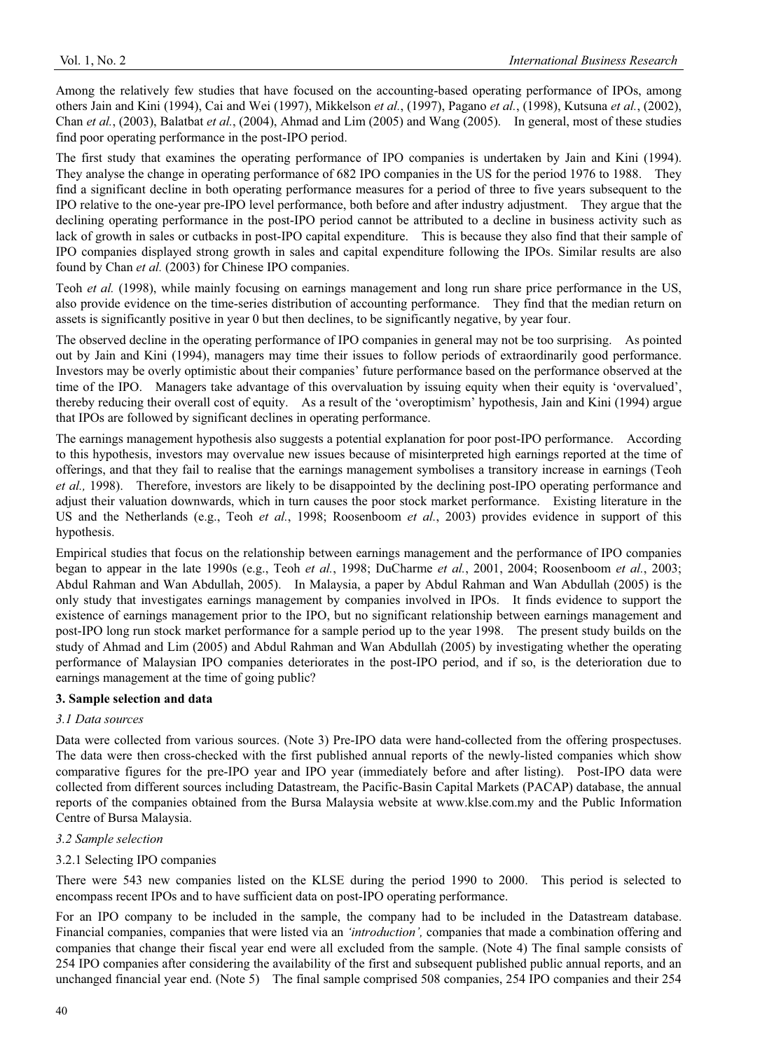Among the relatively few studies that have focused on the accounting-based operating performance of IPOs, among others Jain and Kini (1994), Cai and Wei (1997), Mikkelson *et al.*, (1997), Pagano *et al.*, (1998), Kutsuna *et al.*, (2002), Chan *et al.*, (2003), Balatbat *et al.*, (2004), Ahmad and Lim (2005) and Wang (2005). In general, most of these studies find poor operating performance in the post-IPO period.

The first study that examines the operating performance of IPO companies is undertaken by Jain and Kini (1994). They analyse the change in operating performance of 682 IPO companies in the US for the period 1976 to 1988. They find a significant decline in both operating performance measures for a period of three to five years subsequent to the IPO relative to the one-year pre-IPO level performance, both before and after industry adjustment. They argue that the declining operating performance in the post-IPO period cannot be attributed to a decline in business activity such as lack of growth in sales or cutbacks in post-IPO capital expenditure. This is because they also find that their sample of IPO companies displayed strong growth in sales and capital expenditure following the IPOs. Similar results are also found by Chan *et al.* (2003) for Chinese IPO companies.

Teoh *et al.* (1998), while mainly focusing on earnings management and long run share price performance in the US, also provide evidence on the time-series distribution of accounting performance. They find that the median return on assets is significantly positive in year 0 but then declines, to be significantly negative, by year four.

The observed decline in the operating performance of IPO companies in general may not be too surprising. As pointed out by Jain and Kini (1994), managers may time their issues to follow periods of extraordinarily good performance. Investors may be overly optimistic about their companies' future performance based on the performance observed at the time of the IPO. Managers take advantage of this overvaluation by issuing equity when their equity is 'overvalued', thereby reducing their overall cost of equity. As a result of the 'overoptimism' hypothesis, Jain and Kini (1994) argue that IPOs are followed by significant declines in operating performance.

The earnings management hypothesis also suggests a potential explanation for poor post-IPO performance. According to this hypothesis, investors may overvalue new issues because of misinterpreted high earnings reported at the time of offerings, and that they fail to realise that the earnings management symbolises a transitory increase in earnings (Teoh *et al.,* 1998). Therefore, investors are likely to be disappointed by the declining post-IPO operating performance and adjust their valuation downwards, which in turn causes the poor stock market performance. Existing literature in the US and the Netherlands (e.g., Teoh *et al.*, 1998; Roosenboom *et al.*, 2003) provides evidence in support of this hypothesis.

Empirical studies that focus on the relationship between earnings management and the performance of IPO companies began to appear in the late 1990s (e.g., Teoh *et al.*, 1998; DuCharme *et al.*, 2001, 2004; Roosenboom *et al.*, 2003; Abdul Rahman and Wan Abdullah, 2005). In Malaysia, a paper by Abdul Rahman and Wan Abdullah (2005) is the only study that investigates earnings management by companies involved in IPOs. It finds evidence to support the existence of earnings management prior to the IPO, but no significant relationship between earnings management and post-IPO long run stock market performance for a sample period up to the year 1998. The present study builds on the study of Ahmad and Lim (2005) and Abdul Rahman and Wan Abdullah (2005) by investigating whether the operating performance of Malaysian IPO companies deteriorates in the post-IPO period, and if so, is the deterioration due to earnings management at the time of going public?

## 3. Sample selection and data

### *3.1 Data sources*

Data were collected from various sources. (Note 3) Pre-IPO data were hand-collected from the offering prospectuses. The data were then cross-checked with the first published annual reports of the newly-listed companies which show comparative figures for the pre-IPO year and IPO year (immediately before and after listing). Post-IPO data were collected from different sources including Datastream, the Pacific-Basin Capital Markets (PACAP) database, the annual reports of the companies obtained from the Bursa Malaysia website at www.klse.com.my and the Public Information Centre of Bursa Malaysia.

### *3.2 Sample selection*

#### 3.2.1 Selecting IPO companies

There were 543 new companies listed on the KLSE during the period 1990 to 2000. This period is selected to encompass recent IPOs and to have sufficient data on post-IPO operating performance.

For an IPO company to be included in the sample, the company had to be included in the Datastream database. Financial companies, companies that were listed via an *'introduction',* companies that made a combination offering and companies that change their fiscal year end were all excluded from the sample. (Note 4) The final sample consists of 254 IPO companies after considering the availability of the first and subsequent published public annual reports, and an unchanged financial year end. (Note 5) The final sample comprised 508 companies, 254 IPO companies and their 254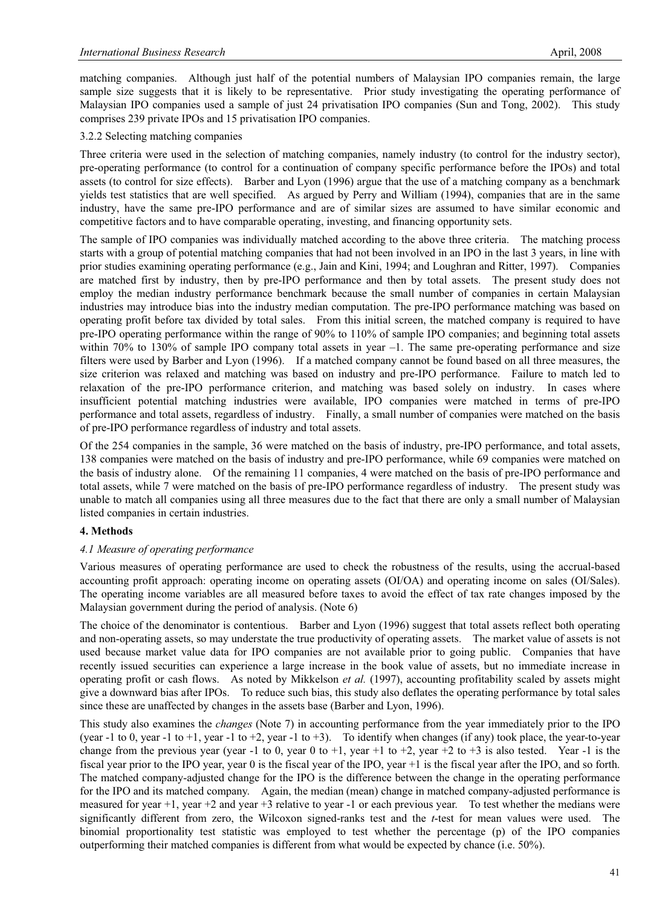matching companies. Although just half of the potential numbers of Malaysian IPO companies remain, the large sample size suggests that it is likely to be representative. Prior study investigating the operating performance of Malaysian IPO companies used a sample of just 24 privatisation IPO companies (Sun and Tong, 2002). This study comprises 239 private IPOs and 15 privatisation IPO companies.

3.2.2 Selecting matching companies

Three criteria were used in the selection of matching companies, namely industry (to control for the industry sector), pre-operating performance (to control for a continuation of company specific performance before the IPOs) and total assets (to control for size effects). Barber and Lyon (1996) argue that the use of a matching company as a benchmark yields test statistics that are well specified. As argued by Perry and William (1994), companies that are in the same industry, have the same pre-IPO performance and are of similar sizes are assumed to have similar economic and competitive factors and to have comparable operating, investing, and financing opportunity sets.

The sample of IPO companies was individually matched according to the above three criteria. The matching process starts with a group of potential matching companies that had not been involved in an IPO in the last 3 years, in line with prior studies examining operating performance (e.g., Jain and Kini, 1994; and Loughran and Ritter, 1997). Companies are matched first by industry, then by pre-IPO performance and then by total assets. The present study does not employ the median industry performance benchmark because the small number of companies in certain Malaysian industries may introduce bias into the industry median computation. The pre-IPO performance matching was based on operating profit before tax divided by total sales. From this initial screen, the matched company is required to have pre-IPO operating performance within the range of 90% to 110% of sample IPO companies; and beginning total assets within 70% to 130% of sample IPO company total assets in year –1. The same pre-operating performance and size filters were used by Barber and Lyon (1996). If a matched company cannot be found based on all three measures, the size criterion was relaxed and matching was based on industry and pre-IPO performance. Failure to match led to relaxation of the pre-IPO performance criterion, and matching was based solely on industry. In cases where insufficient potential matching industries were available, IPO companies were matched in terms of pre-IPO performance and total assets, regardless of industry. Finally, a small number of companies were matched on the basis of pre-IPO performance regardless of industry and total assets.

Of the 254 companies in the sample, 36 were matched on the basis of industry, pre-IPO performance, and total assets, 138 companies were matched on the basis of industry and pre-IPO performance, while 69 companies were matched on the basis of industry alone. Of the remaining 11 companies, 4 were matched on the basis of pre-IPO performance and total assets, while 7 were matched on the basis of pre-IPO performance regardless of industry. The present study was unable to match all companies using all three measures due to the fact that there are only a small number of Malaysian listed companies in certain industries.

## 4. Methods

### *4.1 Measure of operating performance*

Various measures of operating performance are used to check the robustness of the results, using the accrual-based accounting profit approach: operating income on operating assets (OI/OA) and operating income on sales (OI/Sales). The operating income variables are all measured before taxes to avoid the effect of tax rate changes imposed by the Malaysian government during the period of analysis. (Note 6)

The choice of the denominator is contentious. Barber and Lyon (1996) suggest that total assets reflect both operating and non-operating assets, so may understate the true productivity of operating assets. The market value of assets is not used because market value data for IPO companies are not available prior to going public. Companies that have recently issued securities can experience a large increase in the book value of assets, but no immediate increase in operating profit or cash flows. As noted by Mikkelson *et al.* (1997), accounting profitability scaled by assets might give a downward bias after IPOs. To reduce such bias, this study also deflates the operating performance by total sales since these are unaffected by changes in the assets base (Barber and Lyon, 1996).

This study also examines the *changes* (Note 7) in accounting performance from the year immediately prior to the IPO (year -1 to 0, year -1 to +1, year -1 to +2, year -1 to +3). To identify when changes (if any) took place, the year-to-year change from the previous year (year -1 to 0, year 0 to +1, year +1 to +2, year +2 to +3 is also tested. Year -1 is the fiscal year prior to the IPO year, year 0 is the fiscal year of the IPO, year +1 is the fiscal year after the IPO, and so forth. The matched company-adjusted change for the IPO is the difference between the change in the operating performance for the IPO and its matched company. Again, the median (mean) change in matched company-adjusted performance is measured for year +1, year +2 and year +3 relative to year -1 or each previous year. To test whether the medians were significantly different from zero, the Wilcoxon signed-ranks test and the *t*-test for mean values were used. The binomial proportionality test statistic was employed to test whether the percentage (p) of the IPO companies outperforming their matched companies is different from what would be expected by chance (i.e. 50%).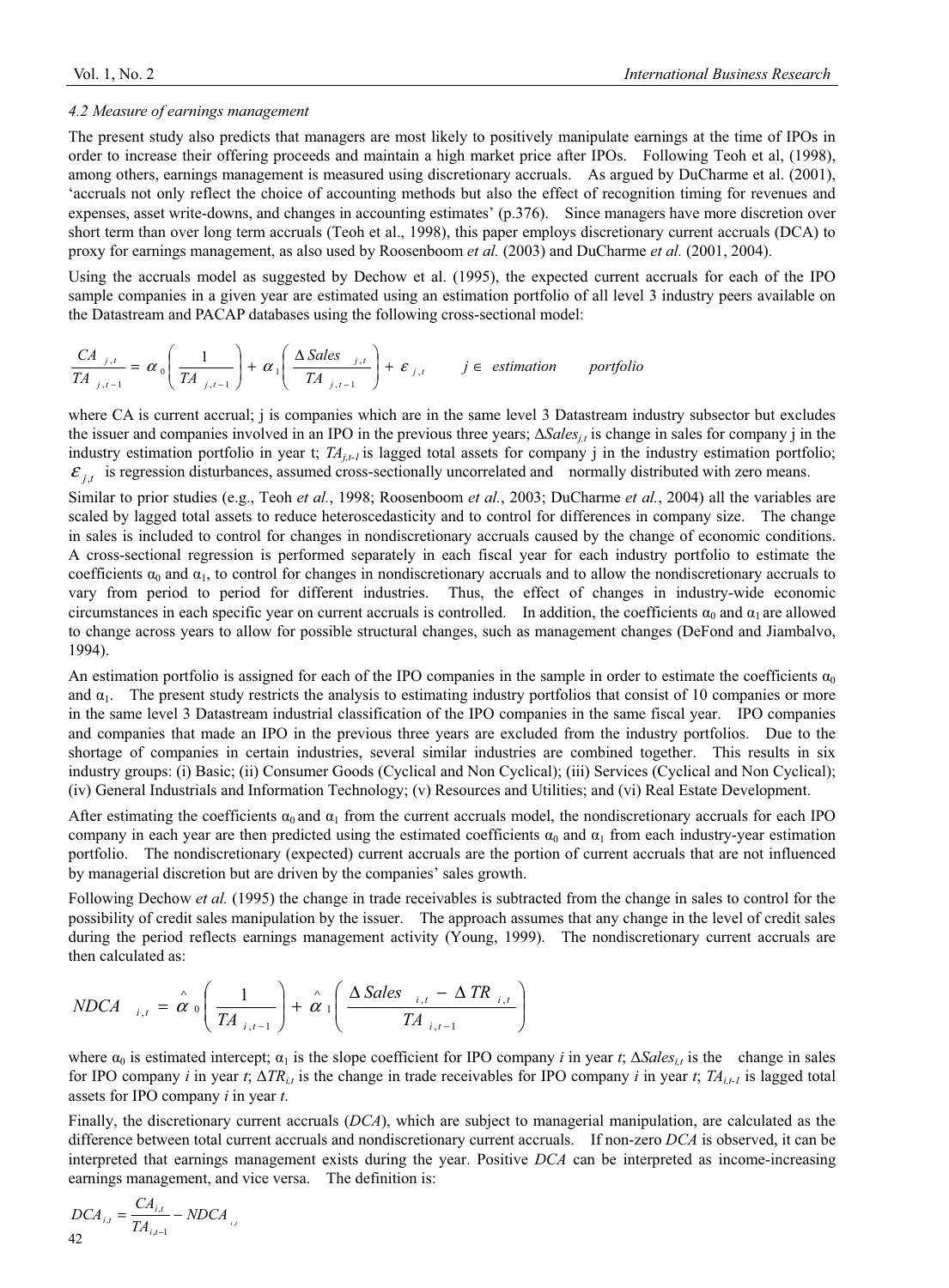### 4.2 Measure of earnings management

The present study also predicts that managers are most likely to positively manipulate earnings at the time of IPOs in order to increase their offering proceeds and maintain a high market price after IPOs. Following Teoh et al, (1998), among others, earnings management is measured using discretionary accruals. As argued by DuCharme et al. (2001), 'accruals not only reflect the choice of accounting methods but also the effect of recognition timing for revenues and expenses, asset write-downs, and changes in accounting estimates' (p.376). Since managers have more discretion over short term than over long term accruals (Teoh et al., 1998), this paper employs discretionary current accruals (DCA) to proxy for earnings management, as also used by Roosenboom *et al.* (2003) and DuCharme *et al.* (2001, 2004).

Using the accruals model as suggested by Dechow et al. (1995), the expected current accruals for each of the IPO sample companies in a given year are estimated using an estimation portfolio of all level 3 industry peers available on the Datastream and PACAP databases using the following cross-sectional model:

$$\frac{CA_{j,t}}{TA_{j,t-1}} = \alpha_0\left(\frac{1}{TA_{j,t-1}}\right) + \alpha_1\left(\frac{\Delta Sales_{j,t}}{TA_{j,t-1}}\right) + \varepsilon_{j,t} \qquad j \in \ estimation \quad portfolio$$

where CA is current accrual; j is companies which are in the same level 3 Datastream industry subsector but excludes the issuer and companies involved in an IPO in the previous three years; $\Delta Sales_{j,t}$ is change in sales for company j in the industry estimation portfolio in year t; $TA_{j,t-1}$ is lagged total assets for company j in the industry estimation portfolio; $\varepsilon_{j,t}$ is regression disturbances, assumed cross-sectionally uncorrelated and normally distributed with zero means.

Similar to prior studies (e.g., Teoh *et al.*, 1998; Roosenboom *et al.*, 2003; DuCharme *et al.*, 2004) all the variables are scaled by lagged total assets to reduce heteroscedasticity and to control for differences in company size. The change in sales is included to control for changes in nondiscretionary accruals caused by the change of economic conditions. A cross-sectional regression is performed separately in each fiscal year for each industry portfolio to estimate the coefficients $\alpha_0$ and $\alpha_1$, to control for changes in nondiscretionary accruals and to allow the nondiscretionary accruals to vary from period to period for different industries. Thus, the effect of changes in industry-wide economic circumstances in each specific year on current accruals is controlled. In addition, the coefficients $\alpha_0$ and $\alpha_1$ are allowed to change across years to allow for possible structural changes, such as management changes (DeFond and Jiambalvo, 1994).

An estimation portfolio is assigned for each of the IPO companies in the sample in order to estimate the coefficients $\alpha_0$ and $\alpha_1$. The present study restricts the analysis to estimating industry portfolios that consist of 10 companies or more in the same level 3 Datastream industrial classification of the IPO companies in the same fiscal year. IPO companies and companies that made an IPO in the previous three years are excluded from the industry portfolios. Due to the shortage of companies in certain industries, several similar industries are combined together. This results in six industry groups: (i) Basic; (ii) Consumer Goods (Cyclical and Non Cyclical); (iii) Services (Cyclical and Non Cyclical); (iv) General Industrials and Information Technology; (v) Resources and Utilities; and (vi) Real Estate Development.

After estimating the coefficients $\alpha_0$ and $\alpha_1$ from the current accruals model, the nondiscretionary accruals for each IPO company in each year are then predicted using the estimated coefficients $\alpha_0$ and $\alpha_1$ from each industry-year estimation portfolio. The nondiscretionary (expected) current accruals are the portion of current accruals that are not influenced by managerial discretion but are driven by the companies' sales growth.

Following Dechow *et al.* (1995) the change in trade receivables is subtracted from the change in sales to control for the possibility of credit sales manipulation by the issuer. The approach assumes that any change in the level of credit sales during the period reflects earnings management activity (Young, 1999). The nondiscretionary current accruals are then calculated as:

$$NDCA_{i,t} = \hat{\alpha}_0\left(\frac{1}{TA_{i,t-1}}\right) + \hat{\alpha}_1\left(\frac{\Delta Sales_{i,t} - \Delta TR_{i,t}}{TA_{i,t-1}}\right)$$

where $\alpha_0$ is estimated intercept; $\alpha_1$ is the slope coefficient for IPO company *i* in year *t*; $\Delta Sales_{i,t}$ is the change in sales for IPO company *i* in year *t*; $\Delta TR_{i,t}$ is the change in trade receivables for IPO company *i* in year *t*; $TA_{i,t-1}$ is lagged total assets for IPO company *i* in year *t*.

Finally, the discretionary current accruals (*DCA*), which are subject to managerial manipulation, are calculated as the difference between total current accruals and nondiscretionary current accruals. If non-zero *DCA* is observed, it can be interpreted that earnings management exists during the year. Positive *DCA* can be interpreted as income-increasing earnings management, and vice versa. The definition is:

$$DCA_{i,t} = \frac{CA_{i,t}}{TA_{i,t-1}} - NDCA_{i,t}$$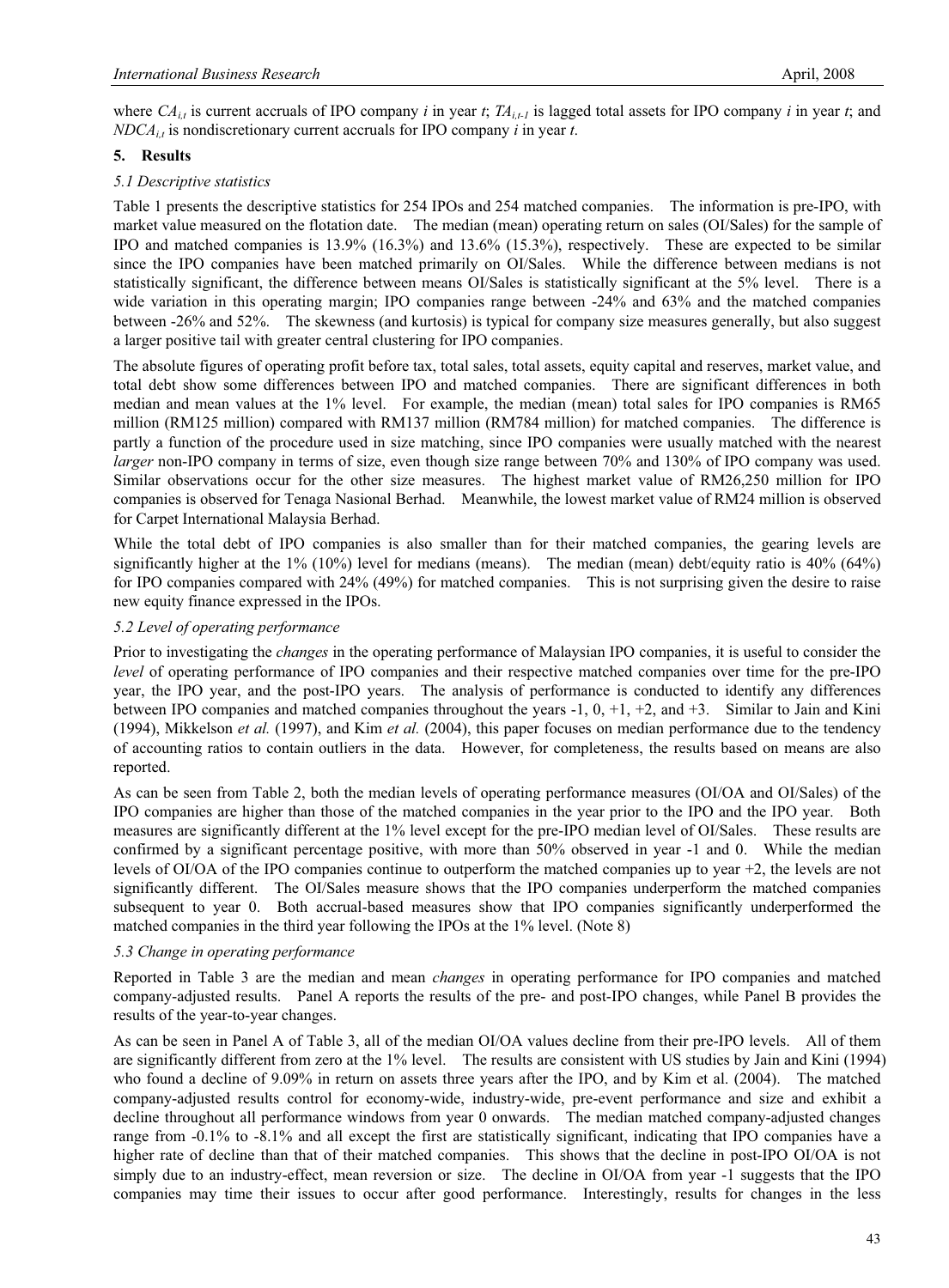where $CA_{i,t}$ is current accruals of IPO company *i* in year *t*; $TA_{i,t-1}$ is lagged total assets for IPO company *i* in year *t*; and $NDCA_{i,t}$ is nondiscretionary current accruals for IPO company *i* in year *t*.

## 5. Results

### *5.1 Descriptive statistics*

Table 1 presents the descriptive statistics for 254 IPOs and 254 matched companies. The information is pre-IPO, with market value measured on the flotation date. The median (mean) operating return on sales (OI/Sales) for the sample of IPO and matched companies is 13.9% (16.3%) and 13.6% (15.3%), respectively. These are expected to be similar since the IPO companies have been matched primarily on OI/Sales. While the difference between medians is not statistically significant, the difference between means OI/Sales is statistically significant at the 5% level. There is a wide variation in this operating margin; IPO companies range between -24% and 63% and the matched companies between -26% and 52%. The skewness (and kurtosis) is typical for company size measures generally, but also suggest a larger positive tail with greater central clustering for IPO companies.

The absolute figures of operating profit before tax, total sales, total assets, equity capital and reserves, market value, and total debt show some differences between IPO and matched companies. There are significant differences in both median and mean values at the 1% level. For example, the median (mean) total sales for IPO companies is RM65 million (RM125 million) compared with RM137 million (RM784 million) for matched companies. The difference is partly a function of the procedure used in size matching, since IPO companies were usually matched with the nearest *larger* non-IPO company in terms of size, even though size range between 70% and 130% of IPO company was used. Similar observations occur for the other size measures. The highest market value of RM26,250 million for IPO companies is observed for Tenaga Nasional Berhad. Meanwhile, the lowest market value of RM24 million is observed for Carpet International Malaysia Berhad.

While the total debt of IPO companies is also smaller than for their matched companies, the gearing levels are significantly higher at the 1% (10%) level for medians (means). The median (mean) debt/equity ratio is 40% (64%) for IPO companies compared with 24% (49%) for matched companies. This is not surprising given the desire to raise new equity finance expressed in the IPOs.

### *5.2 Level of operating performance*

Prior to investigating the *changes* in the operating performance of Malaysian IPO companies, it is useful to consider the *level* of operating performance of IPO companies and their respective matched companies over time for the pre-IPO year, the IPO year, and the post-IPO years. The analysis of performance is conducted to identify any differences between IPO companies and matched companies throughout the years -1, 0, +1, +2, and +3. Similar to Jain and Kini (1994), Mikkelson *et al.* (1997), and Kim *et al.* (2004), this paper focuses on median performance due to the tendency of accounting ratios to contain outliers in the data. However, for completeness, the results based on means are also reported.

As can be seen from Table 2, both the median levels of operating performance measures (OI/OA and OI/Sales) of the IPO companies are higher than those of the matched companies in the year prior to the IPO and the IPO year. Both measures are significantly different at the 1% level except for the pre-IPO median level of OI/Sales. These results are confirmed by a significant percentage positive, with more than 50% observed in year -1 and 0. While the median levels of OI/OA of the IPO companies continue to outperform the matched companies up to year +2, the levels are not significantly different. The OI/Sales measure shows that the IPO companies underperform the matched companies subsequent to year 0. Both accrual-based measures show that IPO companies significantly underperformed the matched companies in the third year following the IPOs at the 1% level. (Note 8)

### *5.3 Change in operating performance*

Reported in Table 3 are the median and mean *changes* in operating performance for IPO companies and matched company-adjusted results. Panel A reports the results of the pre- and post-IPO changes, while Panel B provides the results of the year-to-year changes.

As can be seen in Panel A of Table 3, all of the median OI/OA values decline from their pre-IPO levels. All of them are significantly different from zero at the 1% level. The results are consistent with US studies by Jain and Kini (1994) who found a decline of 9.09% in return on assets three years after the IPO, and by Kim et al. (2004). The matched company-adjusted results control for economy-wide, industry-wide, pre-event performance and size and exhibit a decline throughout all performance windows from year 0 onwards. The median matched company-adjusted changes range from -0.1% to -8.1% and all except the first are statistically significant, indicating that IPO companies have a higher rate of decline than that of their matched companies. This shows that the decline in post-IPO OI/OA is not simply due to an industry-effect, mean reversion or size. The decline in OI/OA from year -1 suggests that the IPO companies may time their issues to occur after good performance. Interestingly, results for changes in the less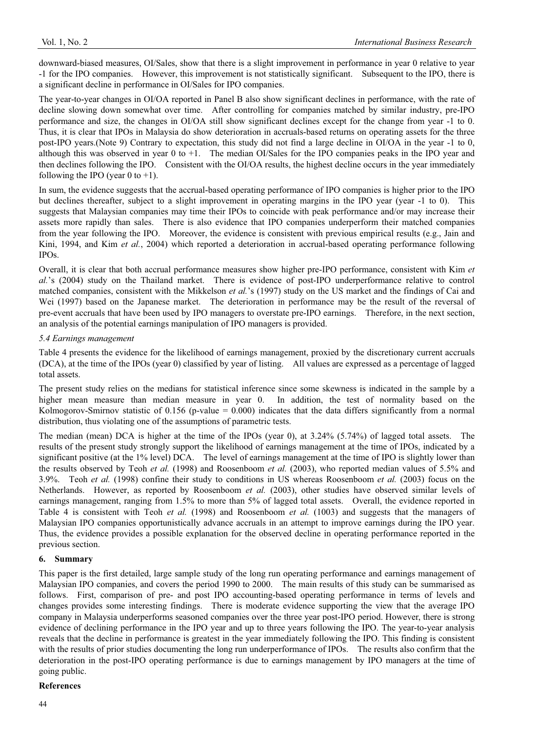downward-biased measures, OI/Sales, show that there is a slight improvement in performance in year 0 relative to year -1 for the IPO companies. However, this improvement is not statistically significant. Subsequent to the IPO, there is a significant decline in performance in OI/Sales for IPO companies.

The year-to-year changes in OI/OA reported in Panel B also show significant declines in performance, with the rate of decline slowing down somewhat over time. After controlling for companies matched by similar industry, pre-IPO performance and size, the changes in OI/OA still show significant declines except for the change from year -1 to 0. Thus, it is clear that IPOs in Malaysia do show deterioration in accruals-based returns on operating assets for the three post-IPO years.(Note 9) Contrary to expectation, this study did not find a large decline in OI/OA in the year -1 to 0, although this was observed in year 0 to +1. The median OI/Sales for the IPO companies peaks in the IPO year and then declines following the IPO. Consistent with the OI/OA results, the highest decline occurs in the year immediately following the IPO (year 0 to +1).

In sum, the evidence suggests that the accrual-based operating performance of IPO companies is higher prior to the IPO but declines thereafter, subject to a slight improvement in operating margins in the IPO year (year -1 to 0). This suggests that Malaysian companies may time their IPOs to coincide with peak performance and/or may increase their assets more rapidly than sales. There is also evidence that IPO companies underperform their matched companies from the year following the IPO. Moreover, the evidence is consistent with previous empirical results (e.g., Jain and Kini, 1994, and Kim *et al.*, 2004) which reported a deterioration in accrual-based operating performance following IPOs.

Overall, it is clear that both accrual performance measures show higher pre-IPO performance, consistent with Kim *et al.*'s (2004) study on the Thailand market. There is evidence of post-IPO underperformance relative to control matched companies, consistent with the Mikkelson *et al.*'s (1997) study on the US market and the findings of Cai and Wei (1997) based on the Japanese market. The deterioration in performance may be the result of the reversal of pre-event accruals that have been used by IPO managers to overstate pre-IPO earnings. Therefore, in the next section, an analysis of the potential earnings manipulation of IPO managers is provided.

### *5.4 Earnings management*

Table 4 presents the evidence for the likelihood of earnings management, proxied by the discretionary current accruals (DCA), at the time of the IPOs (year 0) classified by year of listing. All values are expressed as a percentage of lagged total assets.

The present study relies on the medians for statistical inference since some skewness is indicated in the sample by a higher mean measure than median measure in year 0. In addition, the test of normality based on the Kolmogorov-Smirnov statistic of 0.156 (p-value = 0.000) indicates that the data differs significantly from a normal distribution, thus violating one of the assumptions of parametric tests.

The median (mean) DCA is higher at the time of the IPOs (year 0), at 3.24% (5.74%) of lagged total assets. The results of the present study strongly support the likelihood of earnings management at the time of IPOs, indicated by a significant positive (at the 1% level) DCA. The level of earnings management at the time of IPO is slightly lower than the results observed by Teoh *et al.* (1998) and Roosenboom *et al.* (2003), who reported median values of 5.5% and 3.9%. Teoh *et al.* (1998) confine their study to conditions in US whereas Roosenboom *et al.* (2003) focus on the Netherlands. However, as reported by Roosenboom *et al.* (2003), other studies have observed similar levels of earnings management, ranging from 1.5% to more than 5% of lagged total assets. Overall, the evidence reported in Table 4 is consistent with Teoh *et al.* (1998) and Roosenboom *et al.* (1003) and suggests that the managers of Malaysian IPO companies opportunistically advance accruals in an attempt to improve earnings during the IPO year. Thus, the evidence provides a possible explanation for the observed decline in operating performance reported in the previous section.

## 6. Summary

This paper is the first detailed, large sample study of the long run operating performance and earnings management of Malaysian IPO companies, and covers the period 1990 to 2000. The main results of this study can be summarised as follows. First, comparison of pre- and post IPO accounting-based operating performance in terms of levels and changes provides some interesting findings. There is moderate evidence supporting the view that the average IPO company in Malaysia underperforms seasoned companies over the three year post-IPO period. However, there is strong evidence of declining performance in the IPO year and up to three years following the IPO. The year-to-year analysis reveals that the decline in performance is greatest in the year immediately following the IPO. This finding is consistent with the results of prior studies documenting the long run underperformance of IPOs. The results also confirm that the deterioration in the post-IPO operating performance is due to earnings management by IPO managers at the time of going public.

## References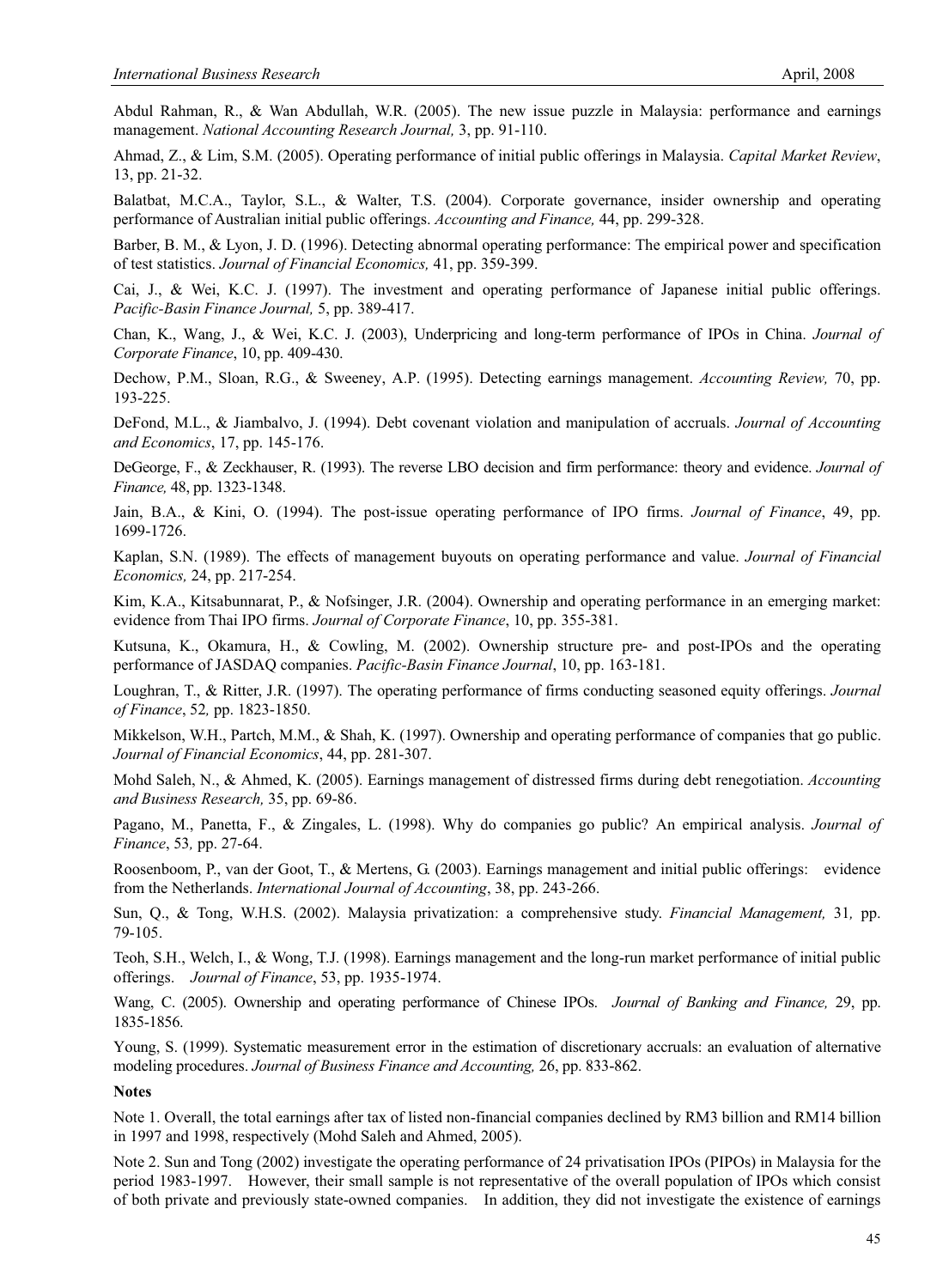Abdul Rahman, R., & Wan Abdullah, W.R. (2005). The new issue puzzle in Malaysia: performance and earnings management. *National Accounting Research Journal,* 3, pp. 91-110.

Ahmad, Z., & Lim, S.M. (2005). Operating performance of initial public offerings in Malaysia. *Capital Market Review*, 13, pp. 21-32.

Balatbat, M.C.A., Taylor, S.L., & Walter, T.S. (2004). Corporate governance, insider ownership and operating performance of Australian initial public offerings. *Accounting and Finance,* 44, pp. 299-328.

Barber, B. M., & Lyon, J. D. (1996). Detecting abnormal operating performance: The empirical power and specification of test statistics. *Journal of Financial Economics,* 41, pp. 359-399.

Cai, J., & Wei, K.C. J. (1997). The investment and operating performance of Japanese initial public offerings. *Pacific-Basin Finance Journal,* 5, pp. 389-417.

Chan, K., Wang, J., & Wei, K.C. J. (2003), Underpricing and long-term performance of IPOs in China. *Journal of Corporate Finance*, 10, pp. 409-430.

Dechow, P.M., Sloan, R.G., & Sweeney, A.P. (1995). Detecting earnings management. *Accounting Review,* 70, pp. 193-225.

DeFond, M.L., & Jiambalvo, J. (1994). Debt covenant violation and manipulation of accruals. *Journal of Accounting and Economics*, 17, pp. 145-176.

DeGeorge, F., & Zeckhauser, R. (1993). The reverse LBO decision and firm performance: theory and evidence. *Journal of Finance,* 48, pp. 1323-1348.

Jain, B.A., & Kini, O. (1994). The post-issue operating performance of IPO firms. *Journal of Finance*, 49, pp. 1699-1726.

Kaplan, S.N. (1989). The effects of management buyouts on operating performance and value. *Journal of Financial Economics,* 24, pp. 217-254.

Kim, K.A., Kitsabunnarat, P., & Nofsinger, J.R. (2004). Ownership and operating performance in an emerging market: evidence from Thai IPO firms. *Journal of Corporate Finance*, 10, pp. 355-381.

Kutsuna, K., Okamura, H., & Cowling, M. (2002). Ownership structure pre- and post-IPOs and the operating performance of JASDAQ companies. *Pacific-Basin Finance Journal*, 10, pp. 163-181.

Loughran, T., & Ritter, J.R. (1997). The operating performance of firms conducting seasoned equity offerings. *Journal of Finance*, 52*,* pp. 1823-1850.

Mikkelson, W.H., Partch, M.M., & Shah, K. (1997). Ownership and operating performance of companies that go public. *Journal of Financial Economics*, 44, pp. 281-307.

Mohd Saleh, N., & Ahmed, K. (2005). Earnings management of distressed firms during debt renegotiation. *Accounting and Business Research,* 35, pp. 69-86.

Pagano, M., Panetta, F., & Zingales, L. (1998). Why do companies go public? An empirical analysis. *Journal of Finance*, 53*,* pp. 27-64.

Roosenboom, P., van der Goot, T., & Mertens, G. (2003). Earnings management and initial public offerings: evidence from the Netherlands. *International Journal of Accounting*, 38, pp. 243-266.

Sun, Q., & Tong, W.H.S. (2002). Malaysia privatization: a comprehensive study. *Financial Management,* 31*,* pp. 79-105.

Teoh, S.H., Welch, I., & Wong, T.J. (1998). Earnings management and the long-run market performance of initial public offerings. *Journal of Finance*, 53, pp. 1935-1974.

Wang, C. (2005). Ownership and operating performance of Chinese IPOs. *Journal of Banking and Finance,* 29, pp. 1835-1856.

Young, S. (1999). Systematic measurement error in the estimation of discretionary accruals: an evaluation of alternative modeling procedures. *Journal of Business Finance and Accounting,* 26, pp. 833-862.

**Notes**

Note 1. Overall, the total earnings after tax of listed non-financial companies declined by RM3 billion and RM14 billion in 1997 and 1998, respectively (Mohd Saleh and Ahmed, 2005).

Note 2. Sun and Tong (2002) investigate the operating performance of 24 privatisation IPOs (PIPOs) in Malaysia for the period 1983-1997. However, their small sample is not representative of the overall population of IPOs which consist of both private and previously state-owned companies. In addition, they did not investigate the existence of earnings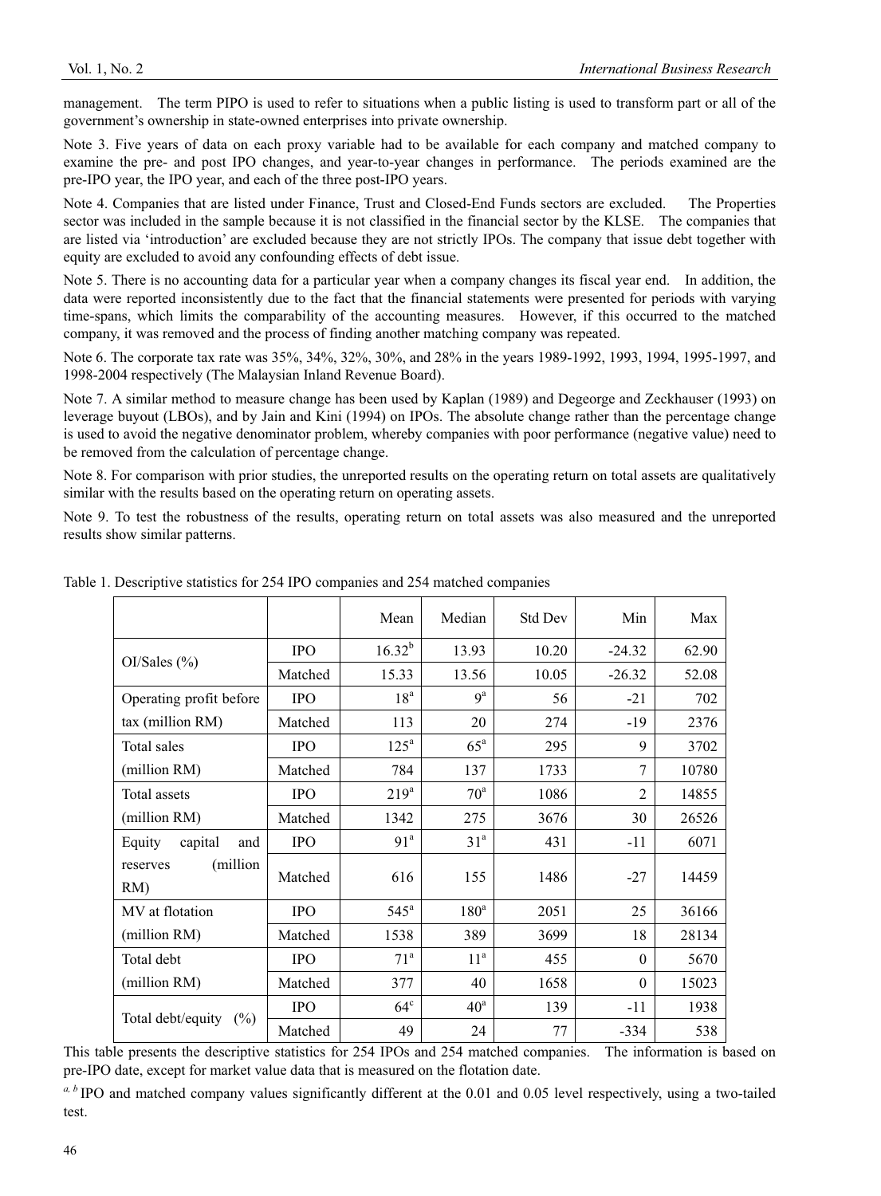management. The term PIPO is used to refer to situations when a public listing is used to transform part or all of the government's ownership in state-owned enterprises into private ownership.

Note 3. Five years of data on each proxy variable had to be available for each company and matched company to examine the pre- and post IPO changes, and year-to-year changes in performance. The periods examined are the pre-IPO year, the IPO year, and each of the three post-IPO years.

Note 4. Companies that are listed under Finance, Trust and Closed-End Funds sectors are excluded. The Properties sector was included in the sample because it is not classified in the financial sector by the KLSE. The companies that are listed via 'introduction' are excluded because they are not strictly IPOs. The company that issue debt together with equity are excluded to avoid any confounding effects of debt issue.

Note 5. There is no accounting data for a particular year when a company changes its fiscal year end. In addition, the data were reported inconsistently due to the fact that the financial statements were presented for periods with varying time-spans, which limits the comparability of the accounting measures. However, if this occurred to the matched company, it was removed and the process of finding another matching company was repeated.

Note 6. The corporate tax rate was 35%, 34%, 32%, 30%, and 28% in the years 1989-1992, 1993, 1994, 1995-1997, and 1998-2004 respectively (The Malaysian Inland Revenue Board).

Note 7. A similar method to measure change has been used by Kaplan (1989) and Degeorge and Zeckhauser (1993) on leverage buyout (LBOs), and by Jain and Kini (1994) on IPOs. The absolute change rather than the percentage change is used to avoid the negative denominator problem, whereby companies with poor performance (negative value) need to be removed from the calculation of percentage change.

Note 8. For comparison with prior studies, the unreported results on the operating return on total assets are qualitatively similar with the results based on the operating return on operating assets.

Note 9. To test the robustness of the results, operating return on total assets was also measured and the unreported results show similar patterns.

Table 1. Descriptive statistics for 254 IPO companies and 254 matched companies

| | | Mean | Median | Std Dev | Min | Max |
|---|---|---|---|---|---|---|
| OI/Sales (%) | IPO | 16.32[b] | 13.93 | 10.20 | -24.32 | 62.90 |
| | Matched | 15.33 | 13.56 | 10.05 | -26.32 | 52.08 |
| Operating profit before tax (million RM) | IPO | 18[a] | 9[a] | 56 | -21 | 702 |
| | Matched | 113 | 20 | 274 | -19 | 2376 |
| Total sales (million RM) | IPO | 125[a] | 65[a] | 295 | 9 | 3702 |
| | Matched | 784 | 137 | 1733 | 7 | 10780 |
| Total assets (million RM) | IPO | 219[a] | 70[a] | 1086 | 2 | 14855 |
| | Matched | 1342 | 275 | 3676 | 30 | 26526 |
| Equity capital and reserves (million RM) | IPO | 91[a] | 31[a] | 431 | -11 | 6071 |
| | Matched | 616 | 155 | 1486 | -27 | 14459 |
| MV at flotation (million RM) | IPO | 545[a] | 180[a] | 2051 | 25 | 36166 |
| | Matched | 1538 | 389 | 3699 | 18 | 28134 |
| Total debt (million RM) | IPO | 71[a] | 11[a] | 455 | 0 | 5670 |
| | Matched | 377 | 40 | 1658 | 0 | 15023 |
| Total debt/equity (%) | IPO | 64[c] | 40[a] | 139 | -11 | 1938 |
| | Matched | 49 | 24 | 77 | -334 | 538 |

This table presents the descriptive statistics for 254 IPOs and 254 matched companies. The information is based on pre-IPO date, except for market value data that is measured on the flotation date.

[a, b] IPO and matched company values significantly different at the 0.01 and 0.05 level respectively, using a two-tailed test.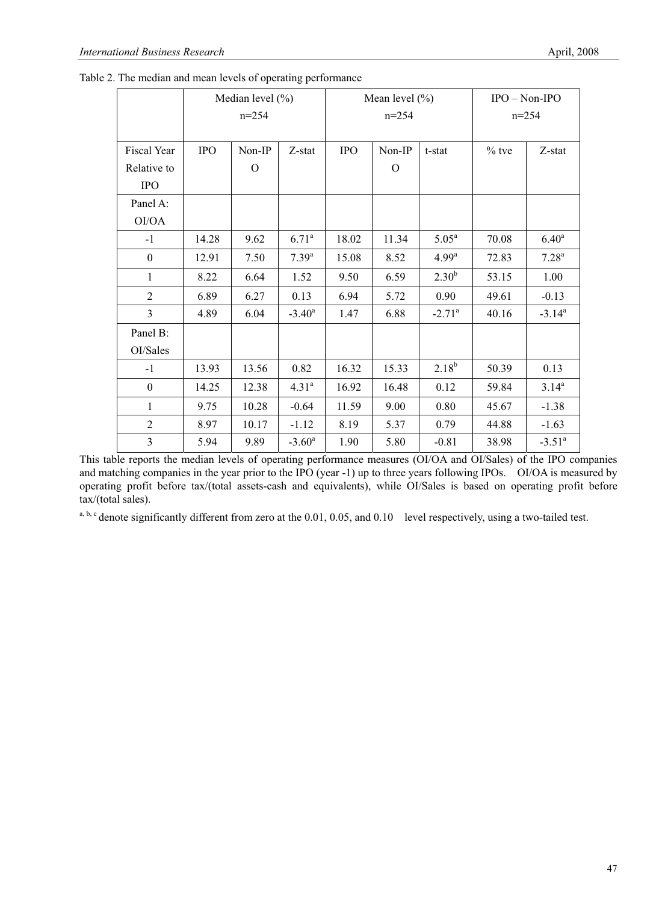Table 2. The median and mean levels of operating performance

| | Median level (%) n=254 | | | Mean level (%) n=254 | | | IPO – Non-IPO n=254 | |
|---|---|---|---|---|---|---|---|---|
| Fiscal Year Relative to IPO | IPO | Non-IPO | Z-stat | IPO | Non-IPO | t-stat | % tve | Z-stat |
| Panel A: OI/OA | | | | | | | | |
| -1 | 14.28 | 9.62 | 6.71[a] | 18.02 | 11.34 | 5.05[a] | 70.08 | 6.40[a] |
| 0 | 12.91 | 7.50 | 7.39[a] | 15.08 | 8.52 | 4.99[a] | 72.83 | 7.28[a] |
| 1 | 8.22 | 6.64 | 1.52 | 9.50 | 6.59 | 2.30[b] | 53.15 | 1.00 |
| 2 | 6.89 | 6.27 | 0.13 | 6.94 | 5.72 | 0.90 | 49.61 | -0.13 |
| 3 | 4.89 | 6.04 | -3.40[a] | 1.47 | 6.88 | -2.71[a] | 40.16 | -3.14[a] |
| Panel B: OI/Sales | | | | | | | | |
| -1 | 13.93 | 13.56 | 0.82 | 16.32 | 15.33 | 2.18[b] | 50.39 | 0.13 |
| 0 | 14.25 | 12.38 | 4.31[a] | 16.92 | 16.48 | 0.12 | 59.84 | 3.14[a] |
| 1 | 9.75 | 10.28 | -0.64 | 11.59 | 9.00 | 0.80 | 45.67 | -1.38 |
| 2 | 8.97 | 10.17 | -1.12 | 8.19 | 5.37 | 0.79 | 44.88 | -1.63 |
| 3 | 5.94 | 9.89 | -3.60[a] | 1.90 | 5.80 | -0.81 | 38.98 | -3.51[a] |

This table reports the median levels of operating performance measures (OI/OA and OI/Sales) of the IPO companies and matching companies in the year prior to the IPO (year -1) up to three years following IPOs. OI/OA is measured by operating profit before tax/(total assets-cash and equivalents), while OI/Sales is based on operating profit before tax/(total sales).

[a, b, c] denote significantly different from zero at the 0.01, 0.05, and 0.10 level respectively, using a two-tailed test.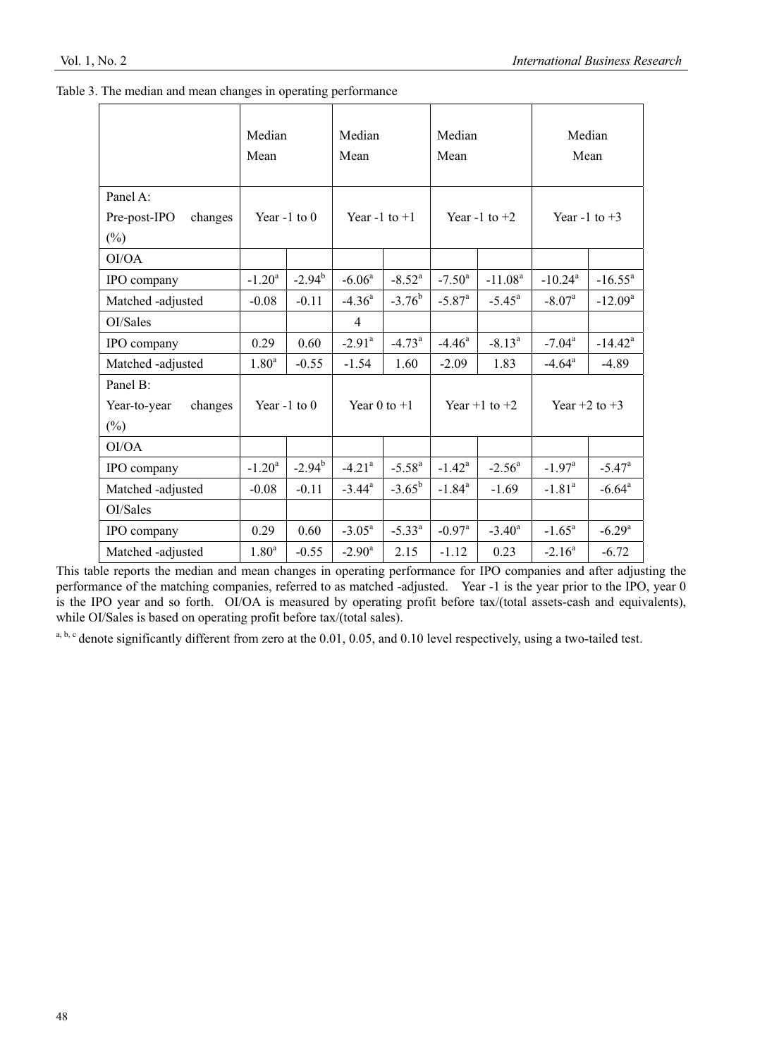Table 3. The median and mean changes in operating performance

| | Median | Mean | Median | Mean | Median | Mean | Median | Mean |
|---|---|---|---|---|---|---|---|---|
| Panel A: Pre-post-IPO changes (%) | Year -1 to 0 | | Year -1 to +1 | | Year -1 to +2 | | Year -1 to +3 | |
| OI/OA | | | | | | | | |
| IPO company | -1.20[a] | -2.94[b] | -6.06[a] | -8.52[a] | -7.50[a] | -11.08[a] | -10.24[a] | -16.55[a] |
| Matched -adjusted | -0.08 | -0.11 | -4.36[a] | -3.76[b] | -5.87[a] | -5.45[a] | -8.07[a] | -12.09[a] |
| OI/Sales | | | 4 | | | | | |
| IPO company | 0.29 | 0.60 | -2.91[a] | -4.73[a] | -4.46[a] | -8.13[a] | -7.04[a] | -14.42[a] |
| Matched -adjusted | 1.80[a] | -0.55 | -1.54 | 1.60 | -2.09 | 1.83 | -4.64[a] | -4.89 |
| Panel B: Year-to-year changes (%) | Year -1 to 0 | | Year 0 to +1 | | Year +1 to +2 | | Year +2 to +3 | |
| OI/OA | | | | | | | | |
| IPO company | -1.20[a] | -2.94[b] | -4.21[a] | -5.58[a] | -1.42[a] | -2.56[a] | -1.97[a] | -5.47[a] |
| Matched -adjusted | -0.08 | -0.11 | -3.44[a] | -3.65[b] | -1.84[a] | -1.69 | -1.81[a] | -6.64[a] |
| OI/Sales | | | | | | | | |
| IPO company | 0.29 | 0.60 | -3.05[a] | -5.33[a] | -0.97[a] | -3.40[a] | -1.65[a] | -6.29[a] |
| Matched -adjusted | 1.80[a] | -0.55 | -2.90[a] | 2.15 | -1.12 | 0.23 | -2.16[a] | -6.72 |

This table reports the median and mean changes in operating performance for IPO companies and after adjusting the performance of the matching companies, referred to as matched -adjusted. Year -1 is the year prior to the IPO, year 0 is the IPO year and so forth. OI/OA is measured by operating profit before tax/(total assets-cash and equivalents), while OI/Sales is based on operating profit before tax/(total sales).

[a, b, c] denote significantly different from zero at the 0.01, 0.05, and 0.10 level respectively, using a two-tailed test.